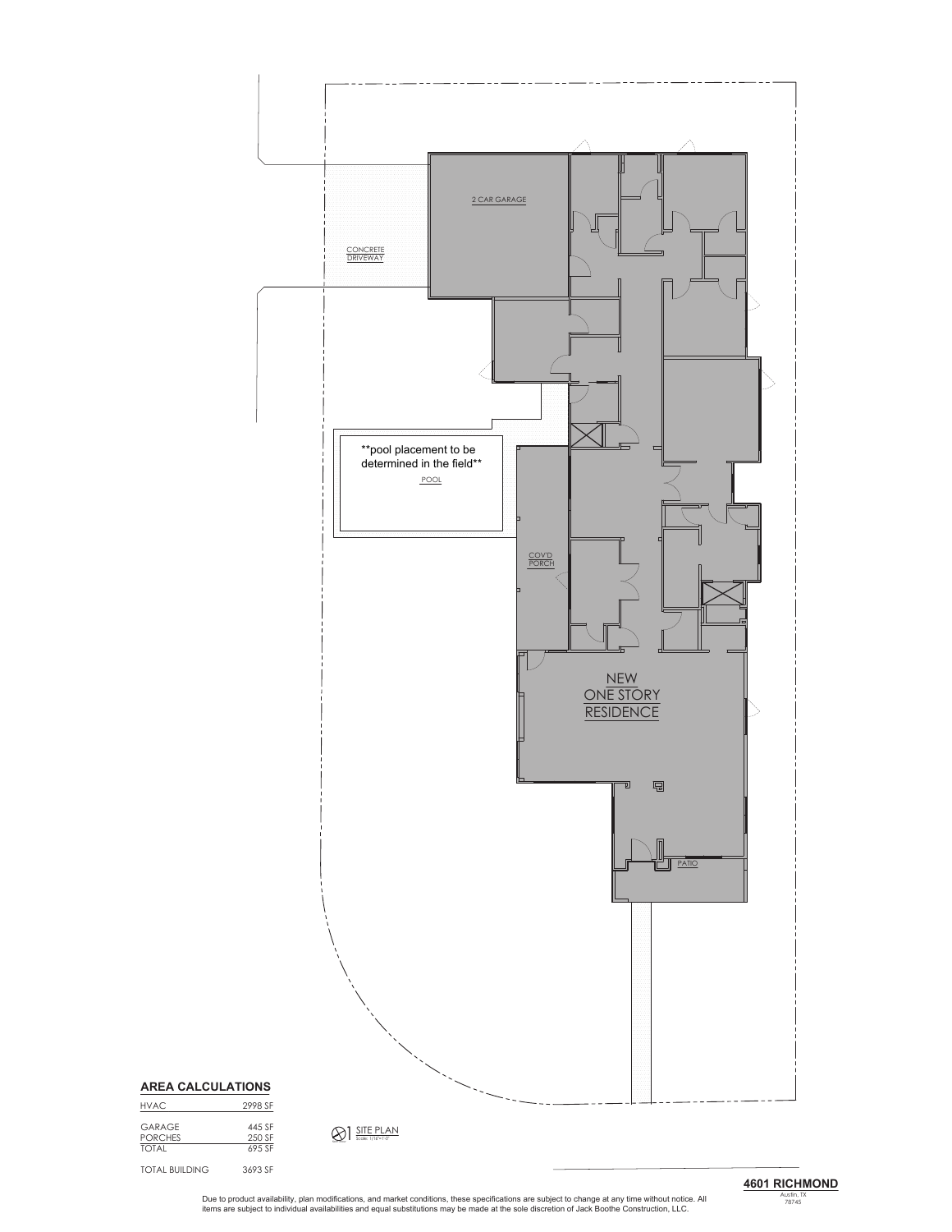2 CAR GARAGE

CONCRETE DRIVEWAY

**pool placement to be determined in the field**

POOL

COV'D PORCH

NEW ONE STORY RESIDENCE

PATIO

## AREA CALCULATIONS

| | |
|---|---|
| HVAC | 2998 SF |
| GARAGE | 445 SF |
| PORCHES | 250 SF |
| TOTAL | 695 SF |
| TOTAL BUILDING | 3693 SF |

1 SITE PLAN
Scale: 1/16"=1'-0"

**4601 RICHMOND**
Austin, TX
78745

Due to product availability, plan modifications, and market conditions, these specifications are subject to change at any time without notice. All items are subject to individual availabilities and equal substitutions may be made at the sole discretion of Jack Boothe Construction, LLC.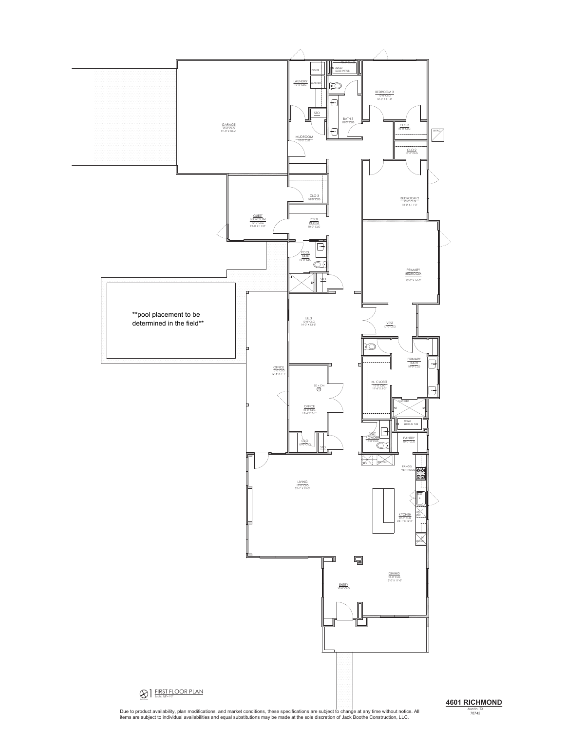GARAGE
10'-0" CLG
21'-0" X 20'-4"

LAUNDRY
10'-0" CLG

DRYER

WASHER

STO

MUDROOM
10'-0" CLG

TEMP GLASS

32X60 SLIDE-IN TUB

BATH 3
10'-0" CLG

BEDROOM 3
10'-0" CLG
12'-0" X 11'-0"

CLO 3
10'-0" CLG

HVAC

CLO 2
10'-0" CLG

BEDROOM 2
10'-0" CLG
12'-0" X 11'-0"

CLO 3
10'-0" CLG

GUEST BEDROOM
10'-0" CLG
12'-0" X 11'-0"

POOL ROOM
10'-0" CLG

POOL BATH
10'-0" CLG

STO

PRIMARY BEDROOM
15'-0" X 14'-0"

**pool placement to be determined in the field**

DEN
10'-0" CLG
14'-0" X 13'-5"

VEST
10'-0" CLG

OFFICE
10'-0" CLG
12'-4" X 7'-1"

SD + CM

OFFICE
10'-0" CLG
12'-4" X 7'-1"

PRIMARY BATH
10'-0" CLG

M. CLOSET
10'-0" CLG
11'-6" X 5'-2"

SHOWER

32X60 SLIDE-IN TUB

CLO
10'-0" CLG

STO

VEST POWDER
10'-0" CLG

PANTRY
10'-0" CLG

BEV

REFRIG

RANGE/ VENTHOOD

SINK

DW

LIVING
11'-0" CLG
22'-1" X 19'-0"

KITCHEN
10'-0" CLG
22'-1" X 12'-0"

MICRO

DINING
10'-0" CLG
12'-0" X 11'-0"

ENTRY
10'-0" CLG

1 FIRST FLOOR PLAN
Scale: 1/8"=1'-0"

Due to product availability, plan modifications, and market conditions, these specifications are subject to change at any time without notice. All items are subject to individual availabilities and equal substitutions may be made at the sole discretion of Jack Boothe Construction, LLC.

**4601 RICHMOND**
Austin, TX
78745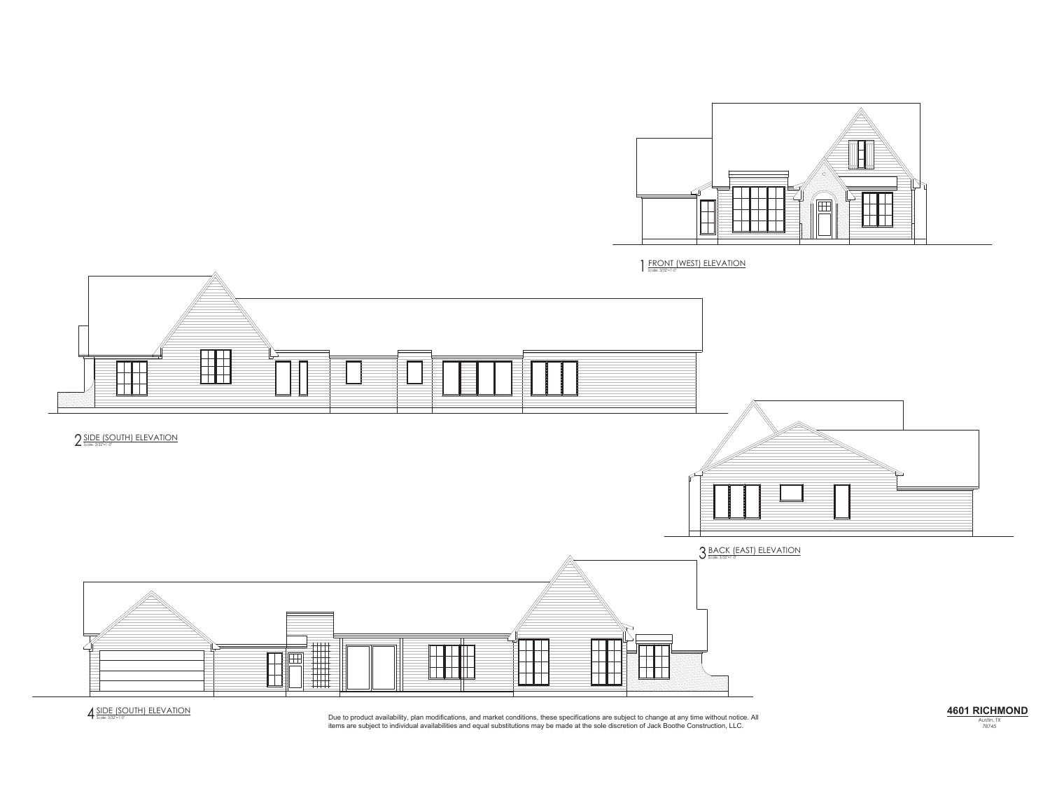1 FRONT (WEST) ELEVATION
Scale: 3/32"=1'-0"

2 SIDE (SOUTH) ELEVATION
Scale: 3/32"=1'-0"

3 BACK (EAST) ELEVATION
Scale: 3/32"=1'-0"

4 SIDE (SOUTH) ELEVATION
Scale: 3/32"=1'-0"

Due to product availability, plan modifications, and market conditions, these specifications are subject to change at any time without notice. All items are subject to individual availabilities and equal substitutions may be made at the sole discretion of Jack Boothe Construction, LLC.

**4601 RICHMOND**
Austin, TX
78745